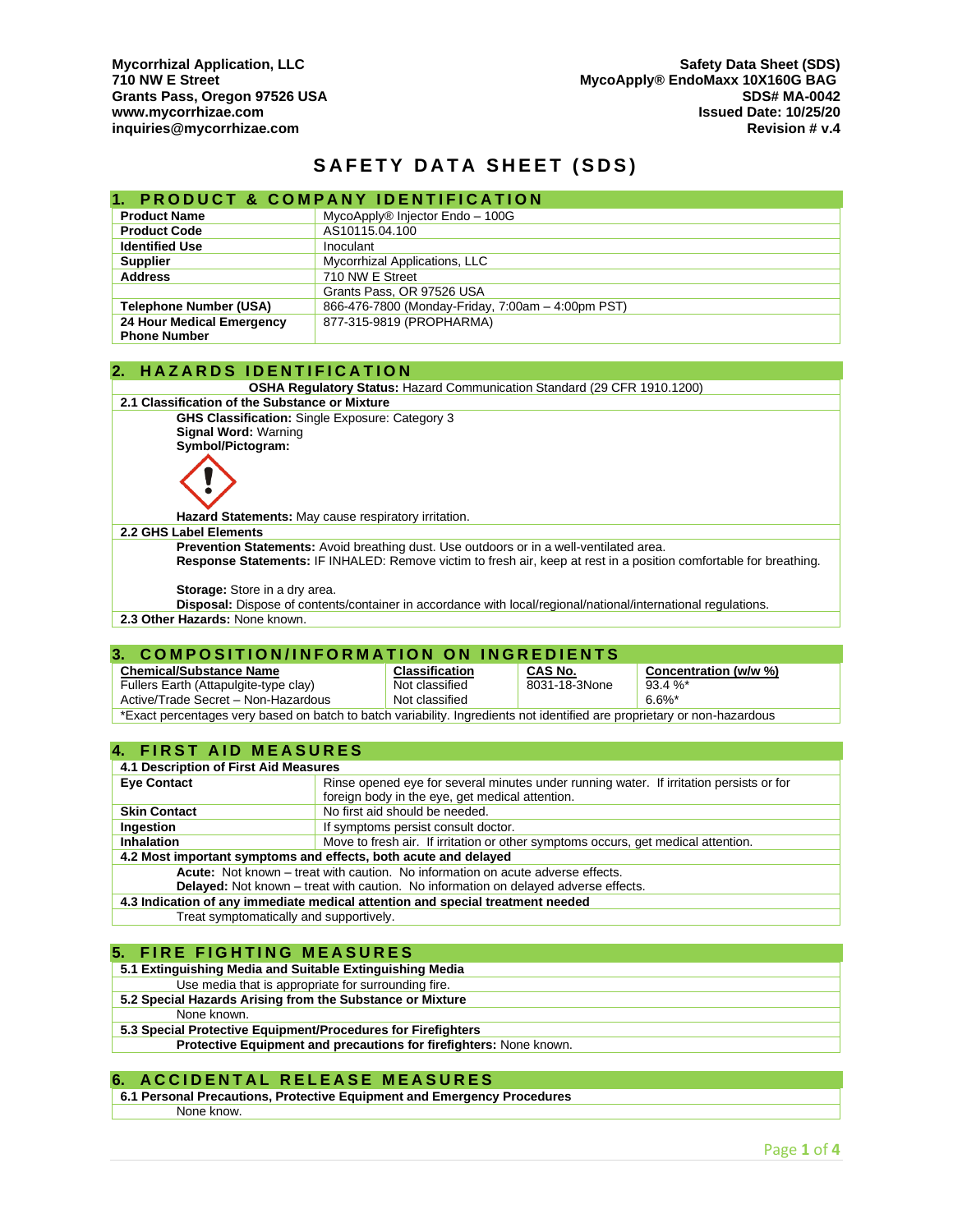**Mycorrhizal Application, LLC**
**710 NW E Street**
**Grants Pass, Oregon 97526 USA**
**www.mycorrhizae.com**
**inquiries@mycorrhizae.com**

**Safety Data Sheet (SDS)**
**MycoApply® EndoMaxx 10X160G BAG**
**SDS# MA-0042**
**Issued Date: 10/25/20**
**Revision # v.4**

# SAFETY DATA SHEET (SDS)

## 1. PRODUCT & COMPANY IDENTIFICATION

| | |
|---|---|
| **Product Name** | MycoApply® Injector Endo – 100G |
| **Product Code** | AS10115.04.100 |
| **Identified Use** | Inoculant |
| **Supplier** | Mycorrhizal Applications, LLC |
| **Address** | 710 NW E Street |
| | Grants Pass, OR 97526 USA |
| **Telephone Number (USA)** | 866-476-7800 (Monday-Friday, 7:00am – 4:00pm PST) |
| **24 Hour Medical Emergency Phone Number** | 877-315-9819 (PROPHARMA) |

## 2. HAZARDS IDENTIFICATION

**OSHA Regulatory Status:** Hazard Communication Standard (29 CFR 1910.1200)

**2.1 Classification of the Substance or Mixture**

**GHS Classification:** Single Exposure: Category 3
**Signal Word:** Warning
**Symbol/Pictogram:**

**Hazard Statements:** May cause respiratory irritation.

**2.2 GHS Label Elements**

**Prevention Statements:** Avoid breathing dust. Use outdoors or in a well-ventilated area.
**Response Statements:** IF INHALED: Remove victim to fresh air, keep at rest in a position comfortable for breathing.

**Storage:** Store in a dry area.
**Disposal:** Dispose of contents/container in accordance with local/regional/national/international regulations.

**2.3 Other Hazards:** None known.

## 3. COMPOSITION/INFORMATION ON INGREDIENTS

| Chemical/Substance Name | Classification | CAS No. | Concentration (w/w %) |
|---|---|---|---|
| Fullers Earth (Attapulgite-type clay) | Not classified | 8031-18-3None | 93.4 %* |
| Active/Trade Secret – Non-Hazardous | Not classified | | 6.6%* |

*Exact percentages very based on batch to batch variability. Ingredients not identified are proprietary or non-hazardous

## 4. FIRST AID MEASURES

**4.1 Description of First Aid Measures**

| | |
|---|---|
| **Eye Contact** | Rinse opened eye for several minutes under running water. If irritation persists or for foreign body in the eye, get medical attention. |
| **Skin Contact** | No first aid should be needed. |
| **Ingestion** | If symptoms persist consult doctor. |
| **Inhalation** | Move to fresh air. If irritation or other symptoms occurs, get medical attention. |

**4.2 Most important symptoms and effects, both acute and delayed**

**Acute:** Not known – treat with caution. No information on acute adverse effects.
**Delayed:** Not known – treat with caution. No information on delayed adverse effects.

**4.3 Indication of any immediate medical attention and special treatment needed**

Treat symptomatically and supportively.

## 5. FIRE FIGHTING MEASURES

**5.1 Extinguishing Media and Suitable Extinguishing Media**

Use media that is appropriate for surrounding fire.

**5.2 Special Hazards Arising from the Substance or Mixture**

None known.

**5.3 Special Protective Equipment/Procedures for Firefighters**

**Protective Equipment and precautions for firefighters:** None known.

## 6. ACCIDENTAL RELEASE MEASURES

**6.1 Personal Precautions, Protective Equipment and Emergency Procedures**

None know.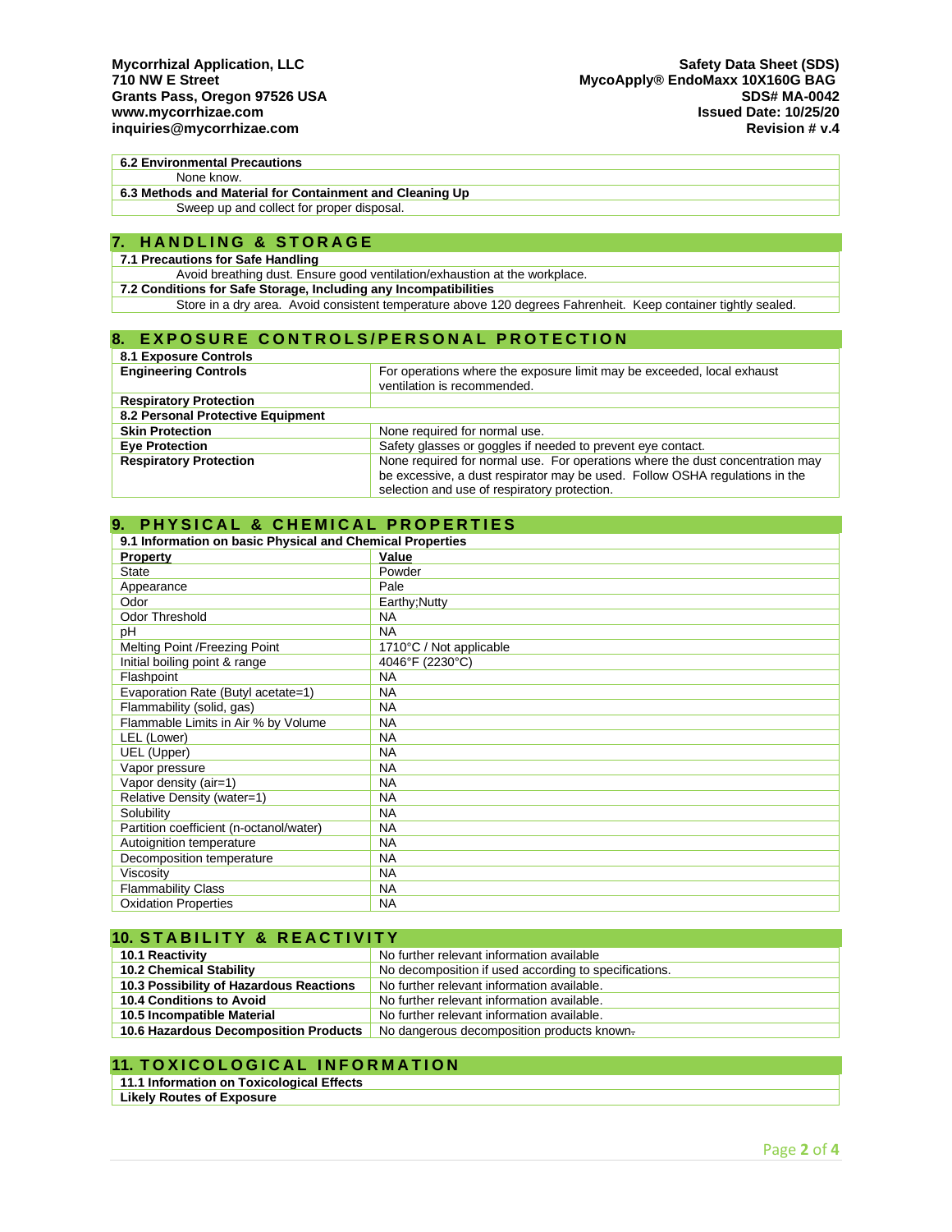**6.2 Environmental Precautions**

None know.

**6.3 Methods and Material for Containment and Cleaning Up**

Sweep up and collect for proper disposal.

## 7. HANDLING & STORAGE

**7.1 Precautions for Safe Handling**

Avoid breathing dust. Ensure good ventilation/exhaustion at the workplace.

**7.2 Conditions for Safe Storage, Including any Incompatibilities**

Store in a dry area. Avoid consistent temperature above 120 degrees Fahrenheit. Keep container tightly sealed.

## 8. EXPOSURE CONTROLS/PERSONAL PROTECTION

| **8.1 Exposure Controls** | |
|---|---|
| **Engineering Controls** | For operations where the exposure limit may be exceeded, local exhaust ventilation is recommended. |
| **Respiratory Protection** | |
| **8.2 Personal Protective Equipment** | |
| **Skin Protection** | None required for normal use. |
| **Eye Protection** | Safety glasses or goggles if needed to prevent eye contact. |
| **Respiratory Protection** | None required for normal use. For operations where the dust concentration may be excessive, a dust respirator may be used. Follow OSHA regulations in the selection and use of respiratory protection. |

## 9. PHYSICAL & CHEMICAL PROPERTIES

**9.1 Information on basic Physical and Chemical Properties**

| **Property** | **Value** |
|---|---|
| State | Powder |
| Appearance | Pale |
| Odor | Earthy;Nutty |
| Odor Threshold | NA |
| pH | NA |
| Melting Point /Freezing Point | 1710°C / Not applicable |
| Initial boiling point & range | 4046°F (2230°C) |
| Flashpoint | NA |
| Evaporation Rate (Butyl acetate=1) | NA |
| Flammability (solid, gas) | NA |
| Flammable Limits in Air % by Volume | NA |
| LEL (Lower) | NA |
| UEL (Upper) | NA |
| Vapor pressure | NA |
| Vapor density (air=1) | NA |
| Relative Density (water=1) | NA |
| Solubility | NA |
| Partition coefficient (n-octanol/water) | NA |
| Autoignition temperature | NA |
| Decomposition temperature | NA |
| Viscosity | NA |
| Flammability Class | NA |
| Oxidation Properties | NA |

## 10. STABILITY & REACTIVITY

| | |
|---|---|
| **10.1 Reactivity** | No further relevant information available |
| **10.2 Chemical Stability** | No decomposition if used according to specifications. |
| **10.3 Possibility of Hazardous Reactions** | No further relevant information available. |
| **10.4 Conditions to Avoid** | No further relevant information available. |
| **10.5 Incompatible Material** | No further relevant information available. |
| **10.6 Hazardous Decomposition Products** | No dangerous decomposition products known. |

## 11. TOXICOLOGICAL INFORMATION

**11.1 Information on Toxicological Effects**

**Likely Routes of Exposure**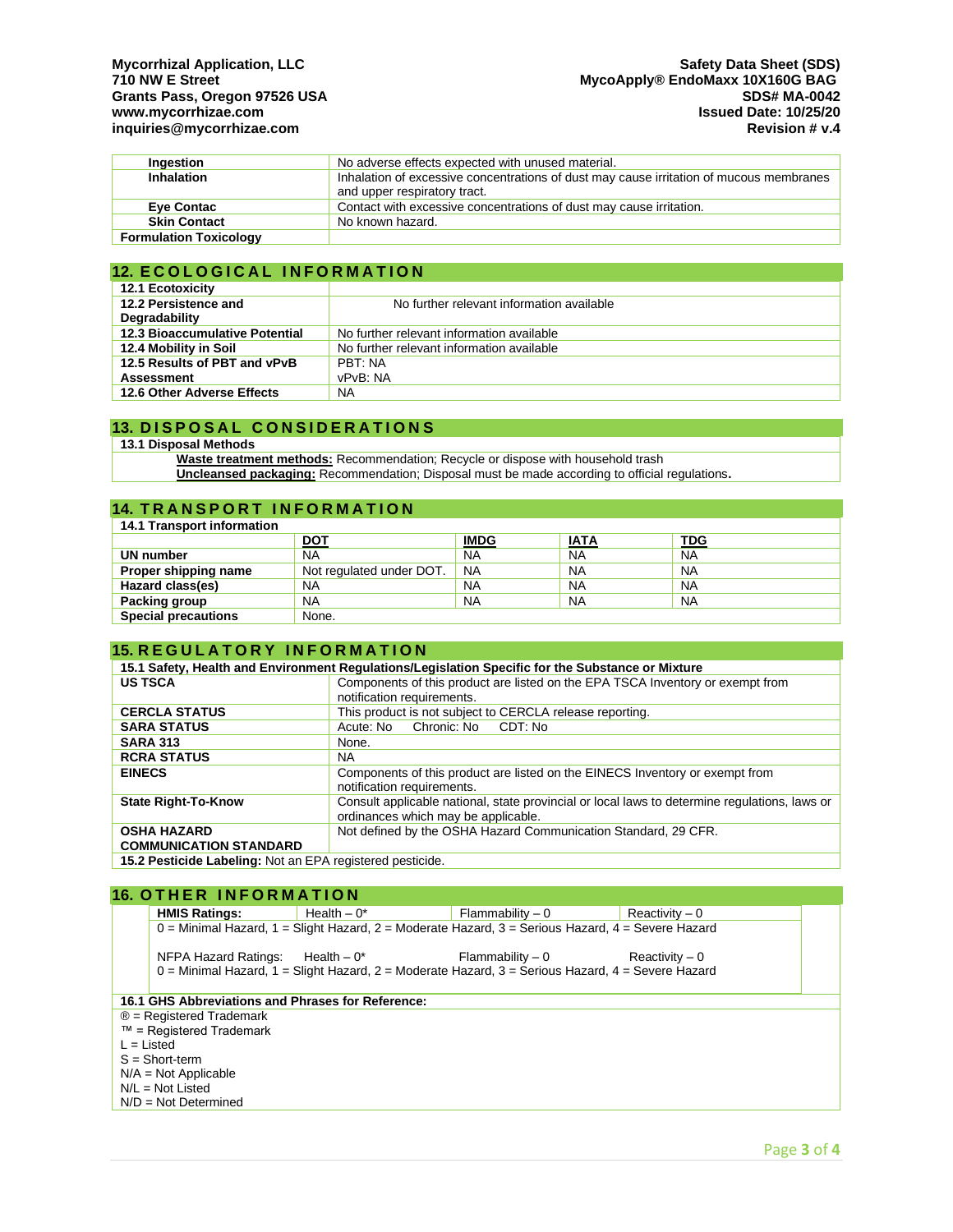| | |
|---|---|
| **Ingestion** | No adverse effects expected with unused material. |
| **Inhalation** | Inhalation of excessive concentrations of dust may cause irritation of mucous membranes and upper respiratory tract. |
| **Eye Contac** | Contact with excessive concentrations of dust may cause irritation. |
| **Skin Contact** | No known hazard. |
| **Formulation Toxicology** | |

## 12. ECOLOGICAL INFORMATION

| | |
|---|---|
| **12.1 Ecotoxicity** | |
| **12.2 Persistence and Degradability** | No further relevant information available |
| **12.3 Bioaccumulative Potential** | No further relevant information available |
| **12.4 Mobility in Soil** | No further relevant information available |
| **12.5 Results of PBT and vPvB Assessment** | PBT: NA<br>vPvB: NA |
| **12.6 Other Adverse Effects** | NA |

## 13. DISPOSAL CONSIDERATIONS

**13.1 Disposal Methods**

**Waste treatment methods:** Recommendation; Recycle or dispose with household trash

**Uncleansed packaging:** Recommendation; Disposal must be made according to official regulations**.**

## 14. TRANSPORT INFORMATION

**14.1 Transport information**

| | DOT | IMDG | IATA | TDG |
|---|---|---|---|---|
| **UN number** | NA | NA | NA | NA |
| **Proper shipping name** | Not regulated under DOT. | NA | NA | NA |
| **Hazard class(es)** | NA | NA | NA | NA |
| **Packing group** | NA | NA | NA | NA |
| **Special precautions** | None. | | | |

## 15. REGULATORY INFORMATION

**15.1 Safety, Health and Environment Regulations/Legislation Specific for the Substance or Mixture**

| | |
|---|---|
| **US TSCA** | Components of this product are listed on the EPA TSCA Inventory or exempt from notification requirements. |
| **CERCLA STATUS** | This product is not subject to CERCLA release reporting. |
| **SARA STATUS** | Acute: No Chronic: No CDT: No |
| **SARA 313** | None. |
| **RCRA STATUS** | NA |
| **EINECS** | Components of this product are listed on the EINECS Inventory or exempt from notification requirements. |
| **State Right-To-Know** | Consult applicable national, state provincial or local laws to determine regulations, laws or ordinances which may be applicable. |
| **OSHA HAZARD COMMUNICATION STANDARD** | Not defined by the OSHA Hazard Communication Standard, 29 CFR. |

**15.2 Pesticide Labeling:** Not an EPA registered pesticide.

## 16. OTHER INFORMATION

| **HMIS Ratings:** | Health – 0* | Flammability – 0 | Reactivity – 0 |
|---|---|---|---|

0 = Minimal Hazard, 1 = Slight Hazard, 2 = Moderate Hazard, 3 = Serious Hazard, 4 = Severe Hazard

NFPA Hazard Ratings: Health – 0* Flammability – 0 Reactivity – 0

0 = Minimal Hazard, 1 = Slight Hazard, 2 = Moderate Hazard, 3 = Serious Hazard, 4 = Severe Hazard

**16.1 GHS Abbreviations and Phrases for Reference:**

® = Registered Trademark
™ = Registered Trademark
L = Listed
S = Short-term
N/A = Not Applicable
N/L = Not Listed
N/D = Not Determined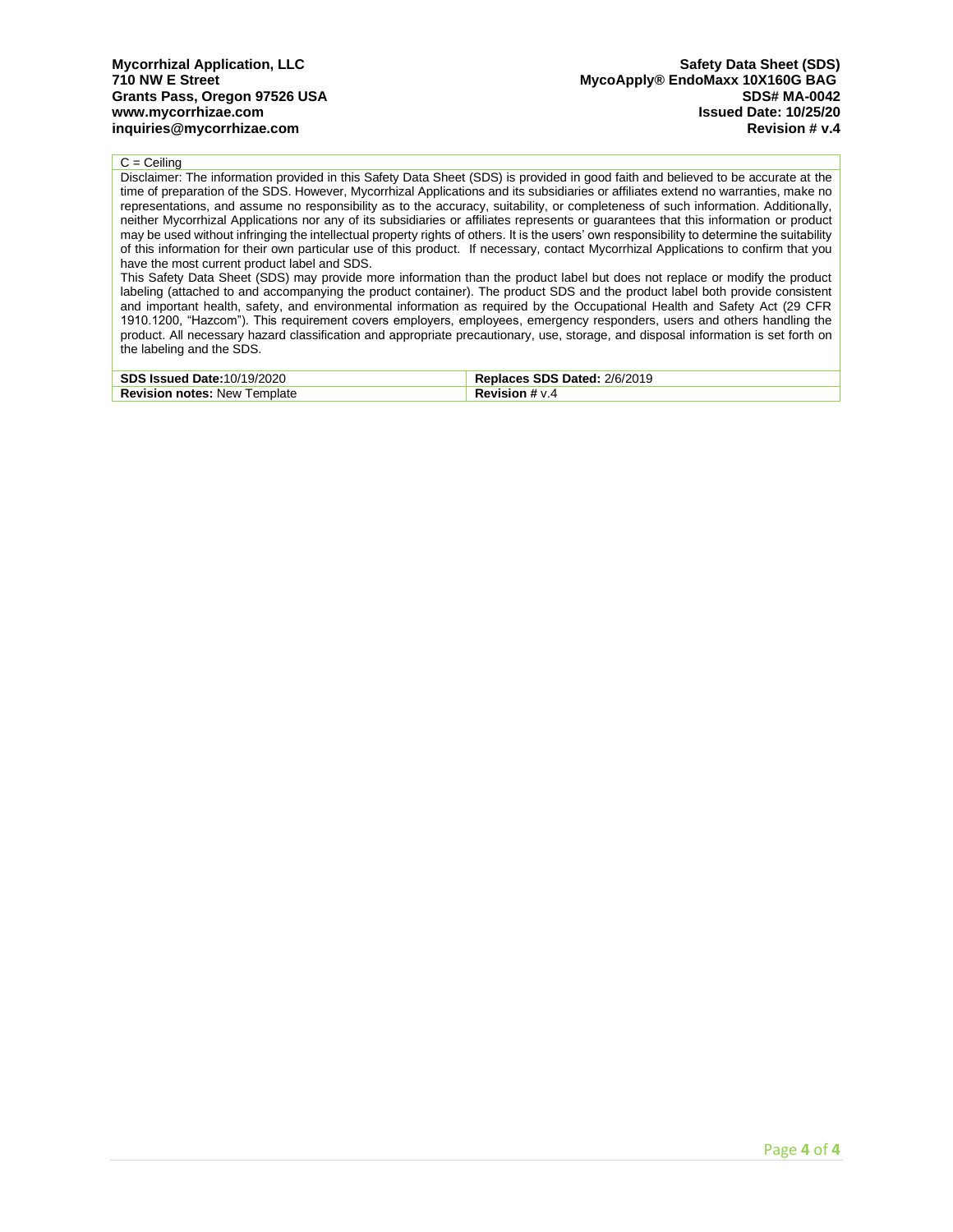C = Ceiling

Disclaimer: The information provided in this Safety Data Sheet (SDS) is provided in good faith and believed to be accurate at the time of preparation of the SDS. However, Mycorrhizal Applications and its subsidiaries or affiliates extend no warranties, make no representations, and assume no responsibility as to the accuracy, suitability, or completeness of such information. Additionally, neither Mycorrhizal Applications nor any of its subsidiaries or affiliates represents or guarantees that this information or product may be used without infringing the intellectual property rights of others. It is the users' own responsibility to determine the suitability of this information for their own particular use of this product. If necessary, contact Mycorrhizal Applications to confirm that you have the most current product label and SDS.

This Safety Data Sheet (SDS) may provide more information than the product label but does not replace or modify the product labeling (attached to and accompanying the product container). The product SDS and the product label both provide consistent and important health, safety, and environmental information as required by the Occupational Health and Safety Act (29 CFR 1910.1200, "Hazcom"). This requirement covers employers, employees, emergency responders, users and others handling the product. All necessary hazard classification and appropriate precautionary, use, storage, and disposal information is set forth on the labeling and the SDS.

| | |
|---|---|
| **SDS Issued Date:**10/19/2020 | **Replaces SDS Dated:** 2/6/2019 |
| **Revision notes:** New Template | **Revision #** v.4 |